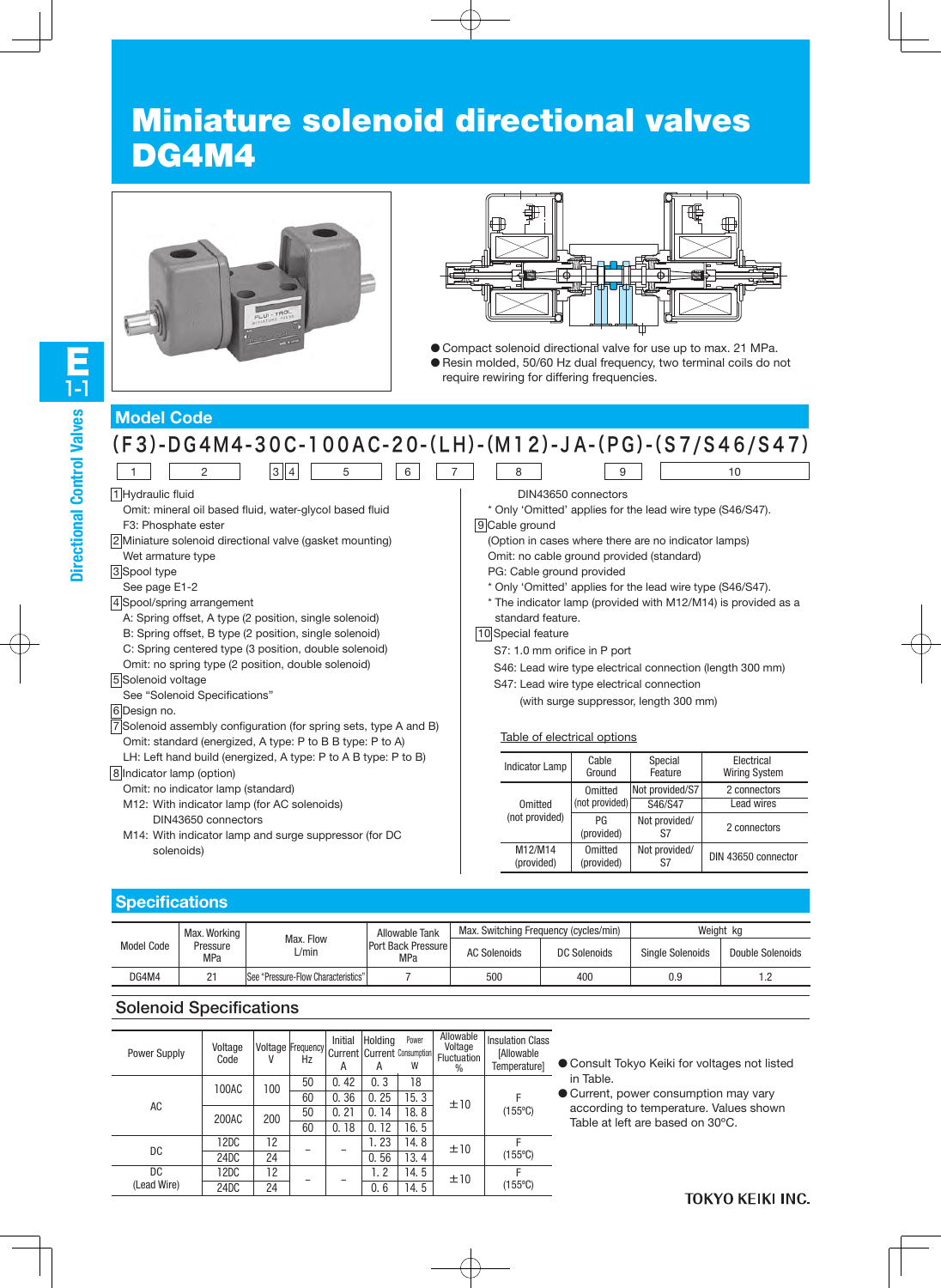# Miniature solenoid directional valves DG4M4

- Compact solenoid directional valve for use up to max. 21 MPa.
- Resin molded, 50/60 Hz dual frequency, two terminal coils do not require rewiring for differing frequencies.

## Model Code

**(F3)-DG4M4-30C-100AC-20-(LH)-(M12)-JA-(PG)-(S7/S46/S47)**

| 1 | 2 | 3 | 4 | 5 | 6 | 7 | 8 | 9 | 10 |
|---|---|---|---|---|---|---|---|---|---|

1 Hydraulic fluid
  Omit: mineral oil based fluid, water-glycol based fluid
  F3: Phosphate ester

2 Miniature solenoid directional valve (gasket mounting)
  Wet armature type

3 Spool type
  See page E1-2

4 Spool/spring arrangement
  A: Spring offset, A type (2 position, single solenoid)
  B: Spring offset, B type (2 position, single solenoid)
  C: Spring centered type (3 position, double solenoid)
  Omit: no spring type (2 position, double solenoid)

5 Solenoid voltage
  See “Solenoid Specifications”

6 Design no.

7 Solenoid assembly configuration (for spring sets, type A and B)
  Omit: standard (energized, A type: P to B B type: P to A)
  LH: Left hand build (energized, A type: P to A B type: P to B)

8 Indicator lamp (option)
  Omit: no indicator lamp (standard)
  M12: With indicator lamp (for AC solenoids)
  DIN43650 connectors
  M14: With indicator lamp and surge suppressor (for DC solenoids)
  DIN43650 connectors
  \* Only ‘Omitted’ applies for the lead wire type (S46/S47).

9 Cable ground
  (Option in cases where there are no indicator lamps)
  Omit: no cable ground provided (standard)
  PG: Cable ground provided
  \* Only ‘Omitted’ applies for the lead wire type (S46/S47).
  \* The indicator lamp (provided with M12/M14) is provided as a standard feature.

10 Special feature
  S7: 1.0 mm orifice in P port
  S46: Lead wire type electrical connection (length 300 mm)
  S47: Lead wire type electrical connection
  (with surge suppressor, length 300 mm)

Table of electrical options

| Indicator Lamp | Cable Ground | Special Feature | Electrical Wiring System |
|---|---|---|---|
| Omitted (not provided) | Omitted (not provided) | Not provided/S7 | 2 connectors |
| | | S46/S47 | Lead wires |
| | PG (provided) | Not provided/ S7 | 2 connectors |
| M12/M14 (provided) | Omitted (provided) | Not provided/ S7 | DIN 43650 connector |

## Specifications

| Model Code | Max. Working Pressure MPa | Max. Flow L/min | Allowable Tank Port Back Pressure MPa | Max. Switching Frequency (cycles/min) | | Weight kg | |
|---|---|---|---|---|---|---|---|
| | | | | AC Solenoids | DC Solenoids | Single Solenoids | Double Solenoids |
| DG4M4 | 21 | See “Pressure-Flow Characteristics” | 7 | 500 | 400 | 0.9 | 1.2 |

## Solenoid Specifications

| Power Supply | Voltage Code | Voltage V | Frequency Hz | Initial Current A | Holding Current A | Power Consumption W | Allowable Voltage Fluctuation % | Insulation Class [Allowable Temperature] |
|---|---|---|---|---|---|---|---|---|
| AC | 100AC | 100 | 50 | 0.42 | 0.3 | 18 | ±10 | F (155°C) |
| | | | 60 | 0.36 | 0.25 | 15.3 | | |
| | 200AC | 200 | 50 | 0.21 | 0.14 | 18.8 | | |
| | | | 60 | 0.18 | 0.12 | 16.5 | | |
| DC | 12DC | 12 | – | – | 1.23 | 14.8 | ±10 | F (155°C) |
| | 24DC | 24 | | | 0.56 | 13.4 | | |
| DC (Lead Wire) | 12DC | 12 | – | – | 1.2 | 14.5 | ±10 | F (155°C) |
| | 24DC | 24 | | | 0.6 | 14.5 | | |

- Consult Tokyo Keiki for voltages not listed in Table.
- Current, power consumption may vary according to temperature. Values shown Table at left are based on 30°C.

TOKYO KEIKI INC.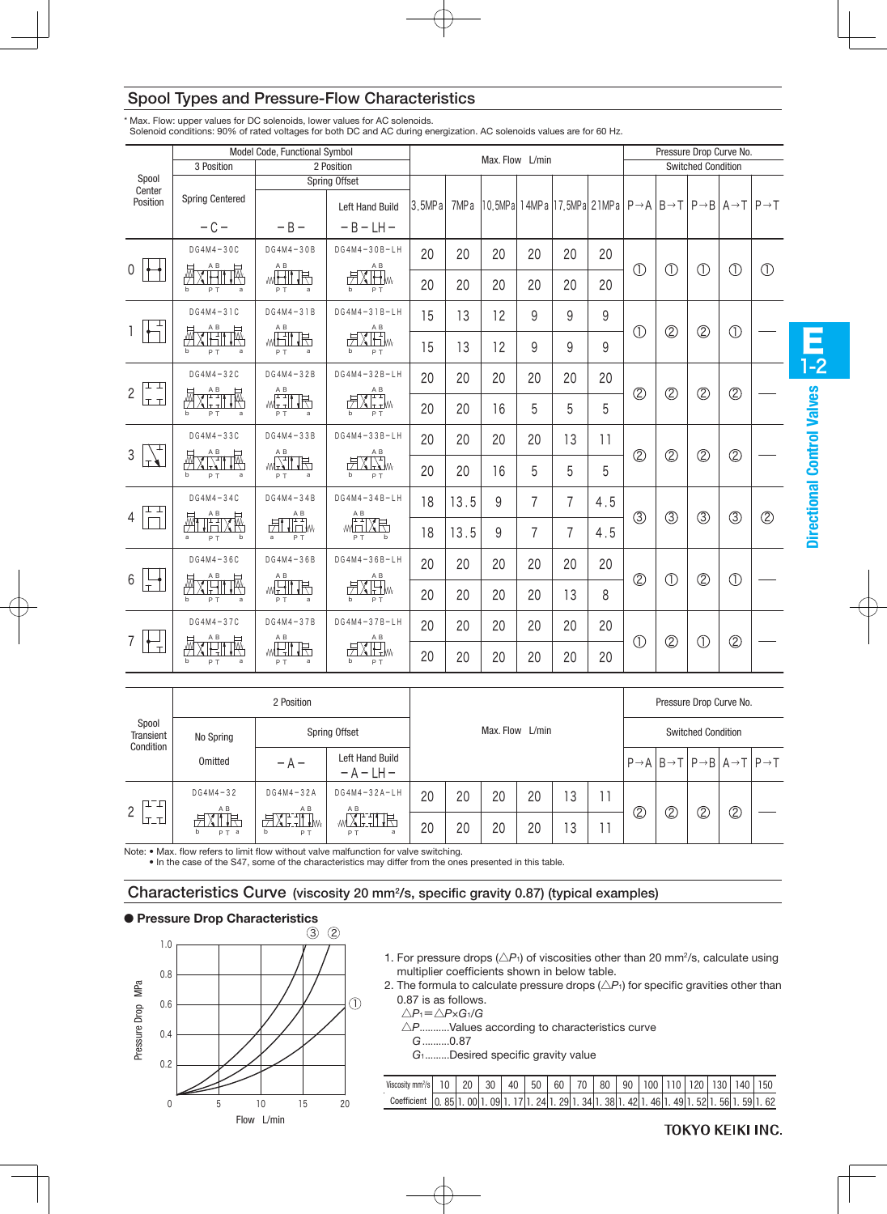## Spool Types and Pressure-Flow Characteristics

\* Max. Flow: upper values for DC solenoids, lower values for AC solenoids.
Solenoid conditions: 90% of rated voltages for both DC and AC during energization. AC solenoids values are for 60 Hz.

| Spool Center Position | Model Code, Functional Symbol | | | Max. Flow L/min | | | | | | Pressure Drop Curve No. | | | | |
|---|---|---|---|---|---|---|---|---|---|---|---|---|---|---|
| | 3 Position | 2 Position | | | | | | | | Switched Condition | | | | |
| | Spring Centered | Spring Offset | | | | | | | | | | | | |
| | –C– | –B– | Left Hand Build –B–LH– | 3.5MPa | 7MPa | 10.5MPa | 14MPa | 17.5MPa | 21MPa | P→A | B→T | P→B | A→T | P→T |
| 0 | DG4M4-30C | DG4M4-30B | DG4M4-30B-LH | 20 / 20 | 20 / 20 | 20 / 20 | 20 / 20 | 20 / 20 | 20 / 20 | ① | ① | ① | ① | ① |
| 1 | DG4M4-31C | DG4M4-31B | DG4M4-31B-LH | 15 / 15 | 13 / 13 | 12 / 12 | 9 / 9 | 9 / 9 | 9 / 9 | ① | ② | ② | ① | — |
| 2 | DG4M4-32C | DG4M4-32B | DG4M4-32B-LH | 20 / 20 | 20 / 20 | 20 / 16 | 20 / 5 | 20 / 5 | 20 / 5 | ② | ② | ② | ② | — |
| 3 | DG4M4-33C | DG4M4-33B | DG4M4-33B-LH | 20 / 20 | 20 / 20 | 20 / 16 | 20 / 5 | 13 / 5 | 11 / 5 | ② | ② | ② | ② | — |
| 4 | DG4M4-34C | DG4M4-34B | DG4M4-34B-LH | 18 / 18 | 13.5 / 13.5 | 9 / 9 | 7 / 7 | 7 / 7 | 4.5 / 4.5 | ③ | ③ | ③ | ③ | ② |
| 6 | DG4M4-36C | DG4M4-36B | DG4M4-36B-LH | 20 / 20 | 20 / 20 | 20 / 20 | 20 / 20 | 20 / 13 | 20 / 8 | ② | ① | ② | ① | — |
| 7 | DG4M4-37C | DG4M4-37B | DG4M4-37B-LH | 20 / 20 | 20 / 20 | 20 / 20 | 20 / 20 | 20 / 20 | 20 / 20 | ① | ② | ① | ② | — |

| Spool Transient Condition | 2 Position | | | Max. Flow L/min | | | | | | Pressure Drop Curve No. | | | | |
|---|---|---|---|---|---|---|---|---|---|---|---|---|---|---|
| | No Spring | Spring Offset | | | | | | | | Switched Condition | | | | |
| | Omitted | –A– | Left Hand Build –A–LH– | | | | | | | P→A | B→T | P→B | A→T | P→T |
| 2 | DG4M4-32 | DG4M4-32A | DG4M4-32A-LH | 20 / 20 | 20 / 20 | 20 / 20 | 20 / 20 | 13 / 13 | 11 / 11 | ② | ② | ② | ② | — |

Note: • Max. flow refers to limit flow without valve malfunction for valve switching.
• In the case of the S47, some of the characteristics may differ from the ones presented in this table.

## Characteristics Curve (viscosity 20 mm²/s, specific gravity 0.87) (typical examples)

**● Pressure Drop Characteristics**

(Graph: Pressure Drop MPa (0–1.0) vs. Flow L/min (0–20), curves ①, ②, ③)

1. For pressure drops ($\triangle P_1$) of viscosities other than 20 mm²/s, calculate using multiplier coefficients shown in below table.
2. The formula to calculate pressure drops ($\triangle P_1$) for specific gravities other than 0.87 is as follows.

$\triangle P_1 = \triangle P \times G_1 / G$

$\triangle P$..........Values according to characteristics curve

$G$..........0.87

$G_1$.........Desired specific gravity value

| Viscosity mm²/s | 10 | 20 | 30 | 40 | 50 | 60 | 70 | 80 | 90 | 100 | 110 | 120 | 130 | 140 | 150 |
|---|---|---|---|---|---|---|---|---|---|---|---|---|---|---|---|
| Coefficient | 0.85 | 1.00 | 1.09 | 1.17 | 1.24 | 1.29 | 1.34 | 1.38 | 1.42 | 1.46 | 1.49 | 1.52 | 1.56 | 1.59 | 1.62 |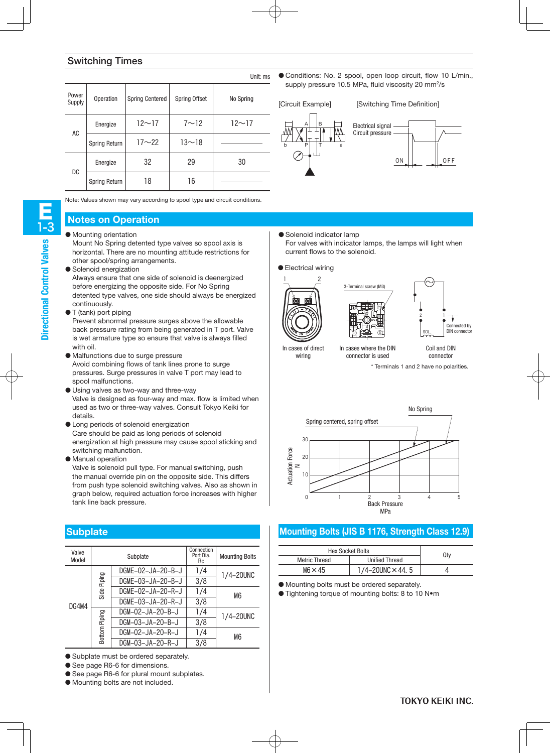## Switching Times

Unit: ms

| Power Supply | Operation | Spring Centered | Spring Offset | No Spring |
|---|---|---|---|---|
| AC | Energize | 12～17 | 7～12 | 12～17 |
| | Spring Return | 17～22 | 13～18 | — |
| DC | Energize | 32 | 29 | 30 |
| | Spring Return | 18 | 16 | — |

Note: Values shown may vary according to spool type and circuit conditions.

● Conditions: No. 2 spool, open loop circuit, flow 10 L/min., supply pressure 10.5 MPa, fluid viscosity 20 $mm^2/s$

[Circuit Example]　　[Switching Time Definition]

Electrical signal
Circuit pressure
ON　OFF

## Notes on Operation

● Mounting orientation
Mount No Spring detented type valves so spool axis is horizontal. There are no mounting attitude restrictions for other spool/spring arrangements.

● Solenoid energization
Always ensure that one side of solenoid is deenergized before energizing the opposite side. For No Spring detented type valves, one side should always be energized continuously.

● T (tank) port piping
Prevent abnormal pressure surges above the allowable back pressure rating from being generated in T port. Valve is wet armature type so ensure that valve is always filled with oil.

● Malfunctions due to surge pressure
Avoid combining flows of tank lines prone to surge pressures. Surge pressures in valve T port may lead to spool malfunctions.

● Using valves as two-way and three-way
Valve is designed as four-way and max. flow is limited when used as two or three-way valves. Consult Tokyo Keiki for details.

● Long periods of solenoid energization
Care should be paid as long periods of solenoid energization at high pressure may cause spool sticking and switching malfunction.

● Manual operation
Valve is solenoid pull type. For manual switching, push the manual override pin on the opposite side. This differs from push type solenoid switching valves. Also as shown in graph below, required actuation force increases with higher tank line back pressure.

● Solenoid indicator lamp
For valves with indicator lamps, the lamps will light when current flows to the solenoid.

● Electrical wiring

In cases of direct wiring　　In cases where the DIN connector is used　　Coil and DIN connector

3-Terminal screw (M3)　　Connected by DIN connector

* Terminals 1 and 2 have no polarities.

Actuation Force N vs. Back Pressure MPa (Spring centered, spring offset; No Spring)

## Subplate

| Valve Model | | Subplate | Connection Port Dia. Rc | Mounting Bolts |
|---|---|---|---|---|
| DG4M4 | Side Piping | DGME-02-JA-20-B-J | 1/4 | 1/4-20UNC |
| | | DGME-03-JA-20-B-J | 3/8 | |
| | | DGME-02-JA-20-R-J | 1/4 | M6 |
| | | DGME-03-JA-20-R-J | 3/8 | |
| | Bottom Piping | DGM-02-JA-20-B-J | 1/4 | 1/4-20UNC |
| | | DGM-03-JA-20-B-J | 3/8 | |
| | | DGM-02-JA-20-R-J | 1/4 | M6 |
| | | DGM-03-JA-20-R-J | 3/8 | |

● Subplate must be ordered separately.
● See page R6-6 for dimensions.
● See page R6-6 for plural mount subplates.
● Mounting bolts are not included.

## Mounting Bolts (JIS B 1176, Strength Class 12.9)

| Hex Socket Bolts | | Qty |
|---|---|---|
| Metric Thread | Unified Thread | |
| M6×45 | 1/4-20UNC×44.5 | 4 |

● Mounting bolts must be ordered separately.
● Tightening torque of mounting bolts: 8 to 10 N•m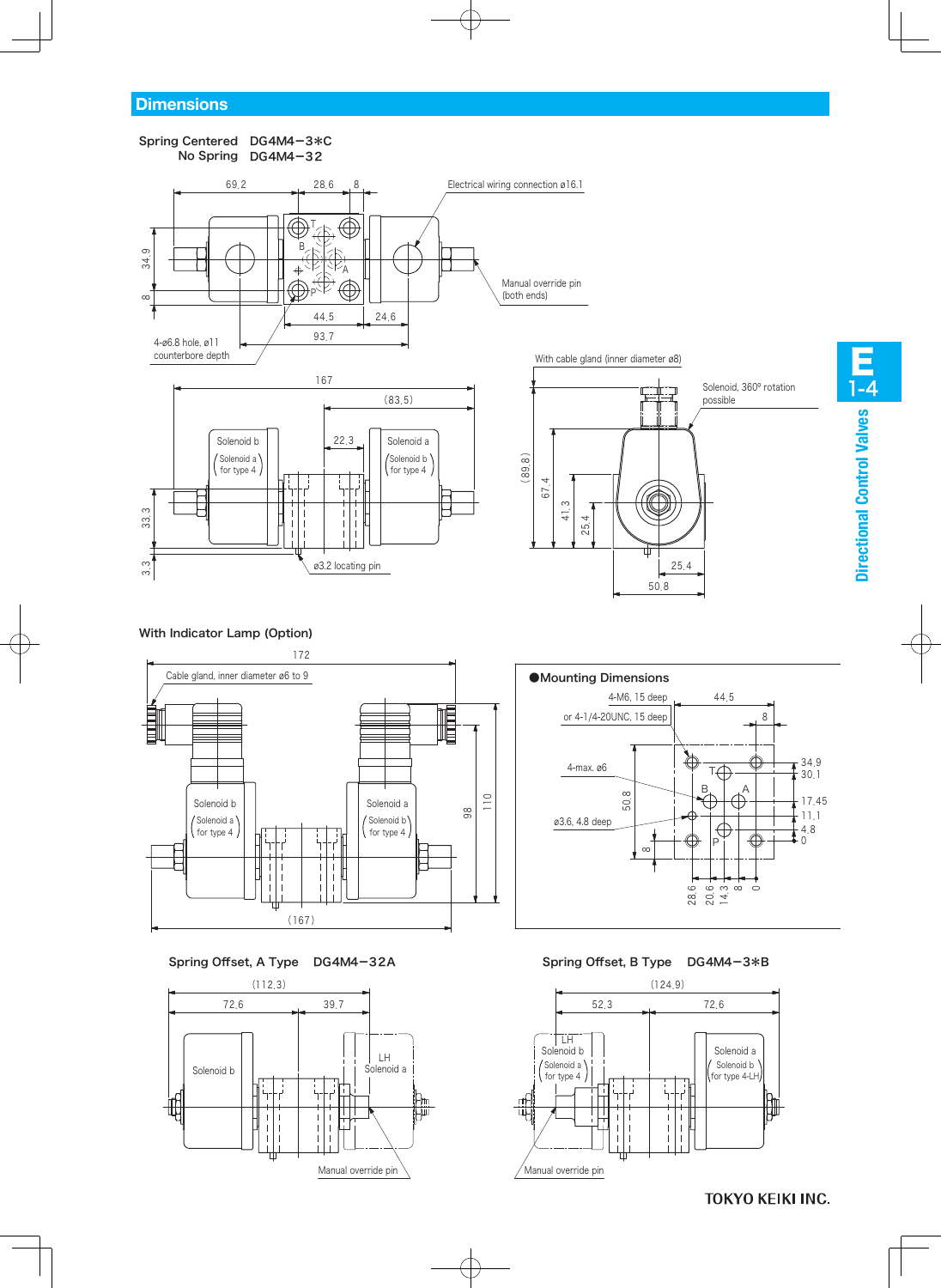## Dimensions

**Spring Centered DG4M4−3*C**
**No Spring DG4M4−32**

69.2 28.6 8

Electrical wiring connection ø16.1

34.9 8

T B A P

44.5 24.6

93.7

4-ø6.8 hole, ø11 counterbore depth

Manual override pin (both ends)

With cable gland (inner diameter ø8)

167

(83.5)

22.3

Solenoid b (Solenoid a for type 4)

Solenoid a (Solenoid b for type 4)

33.3 3.3

ø3.2 locating pin

Solenoid, 360º rotation possible

(89.8) 67.4 41.3 25.4

25.4

50.8

**With Indicator Lamp (Option)**

172

Cable gland, inner diameter ø6 to 9

Solenoid b (Solenoid a for type 4)

Solenoid a (Solenoid b for type 4)

98 110

(167)

**●Mounting Dimensions**

4-M6, 15 deep

or 4-1/4-20UNC, 15 deep

44.5

8

4-max. ø6

ø3.6, 4.8 deep

50.8

8

T B A P

34.9 30.1 17.45 11.1 4.8 0

28.6 20.6 14.3 8 0

**Spring Offset, A Type DG4M4−32A**

(112.3)

72.6 39.7

Solenoid b

LH Solenoid a

Manual override pin

**Spring Offset, B Type DG4M4−3*B**

(124.9)

52.3 72.6

LH Solenoid b (Solenoid a for type 4)

Solenoid a (Solenoid b for type 4-LH)

Manual override pin

E 1-4 Directional Control Valves

TOKYO KEIKI INC.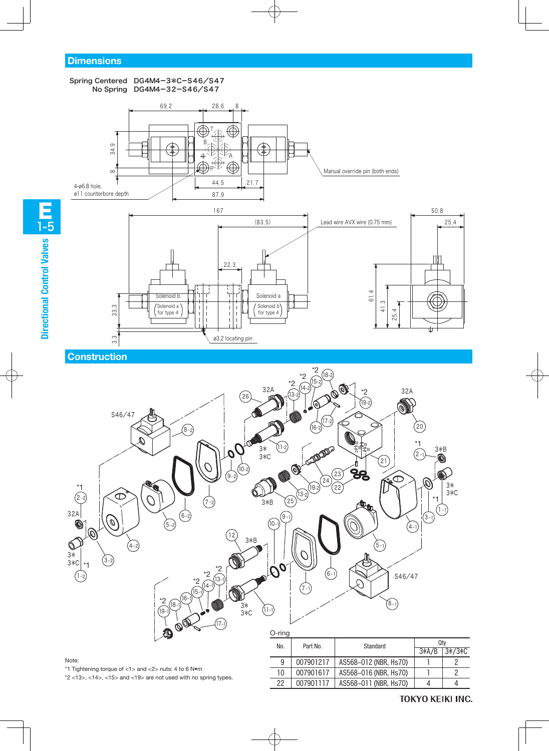## Dimensions

Spring Centered DG4M4−3*C−S46/S47
No Spring DG4M4−32−S46/S47

69.2
28.6
8
34.9
8
4-ø6.8 hole,
ø11 counterbore depth
44.5
21.7
87.9
Manual override pin (both ends)
167
(83.5)
Lead wire AVX wire (0.75 mm)
50.8
25.4
22.3
Solenoid b
Solenoid a
for type 4
Solenoid a
Solenoid b
for type 4
33.3
3.3
ø3.2 locating pin
61.4
41.3
25.4

## Construction

S46/47
32A
3*
3*C
3*B
*1
*2

## O-ring

| No. | Part No. | Standard | Qty | |
|---|---|---|---|---|
| | | | 3*A/B | 3*/3*C |
| 9 | 007901217 | AS568-012 (NBR, Hs70) | 1 | 2 |
| 10 | 007901617 | AS568-016 (NBR, Hs70) | 1 | 2 |
| 22 | 007901117 | AS568-011 (NBR, Hs70) | 4 | 4 |

Note:
*1 Tightening torque of <1> and <2> nuts: 4 to 6 N•m
*2 <13>, <14>, <15> and <19> are not used with no spring types.

TOKYO KEIKI INC.